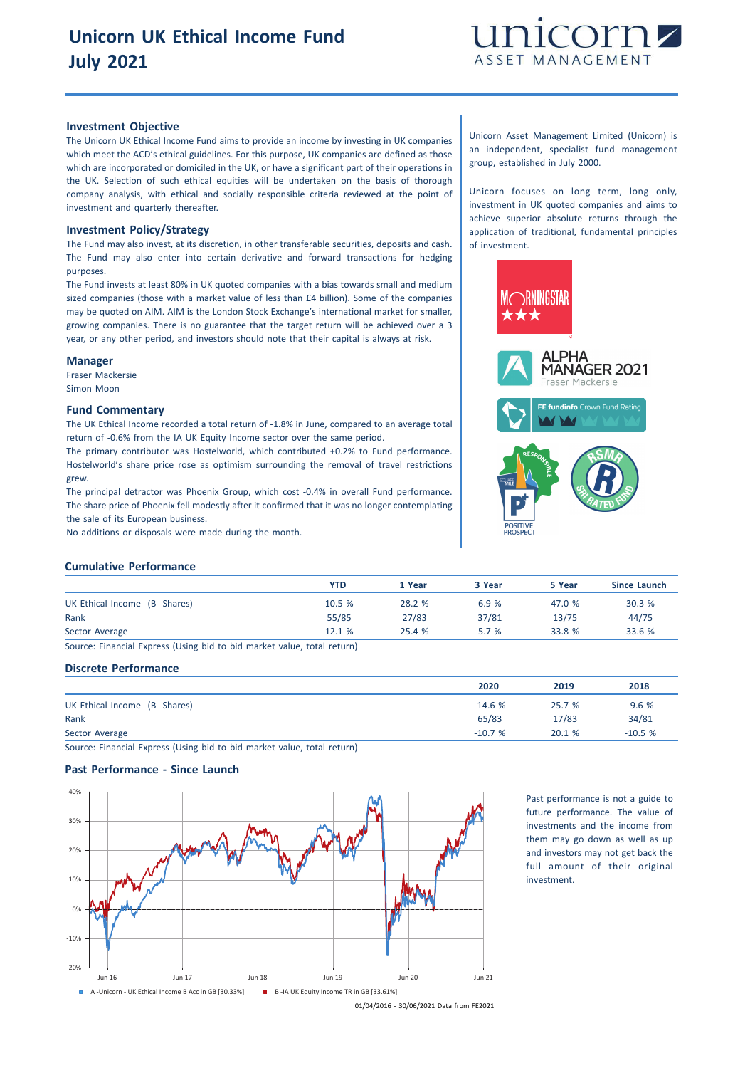# Unicorn UK Ethical Income Fund July 2021

## Investment Objective

The Unicorn UK Ethical Income Fund aims to provide an income by investing in UK companies which meet the ACD's ethical guidelines. For this purpose, UK companies are defined as those which are incorporated or domiciled in the UK, or have a significant part of their operations in the UK. Selection of such ethical equities will be undertaken on the basis of thorough company analysis, with ethical and socially responsible criteria reviewed at the point of investment and quarterly thereafter.

## Investment Policy/Strategy

The Fund may also invest, at its discretion, in other transferable securities, deposits and cash. The Fund may also enter into certain derivative and forward transactions for hedging purposes.

The Fund invests at least 80% in UK quoted companies with a bias towards small and medium sized companies (those with a market value of less than £4 billion). Some of the companies may be quoted on AIM. AIM is the London Stock Exchange's international market for smaller, growing companies. There is no guarantee that the target return will be achieved over a 3 year, or any other period, and investors should note that their capital is always at risk.

## Manager

Fraser Mackersie
Simon Moon

## Fund Commentary

The UK Ethical Income recorded a total return of -1.8% in June, compared to an average total return of -0.6% from the IA UK Equity Income sector over the same period.

The primary contributor was Hostelworld, which contributed +0.2% to Fund performance. Hostelworld's share price rose as optimism surrounding the removal of travel restrictions grew.

The principal detractor was Phoenix Group, which cost -0.4% in overall Fund performance. The share price of Phoenix fell modestly after it confirmed that it was no longer contemplating the sale of its European business.

No additions or disposals were made during the month.

Unicorn Asset Management Limited (Unicorn) is an independent, specialist fund management group, established in July 2000.

Unicorn focuses on long term, long only, investment in UK quoted companies and aims to achieve superior absolute returns through the application of traditional, fundamental principles of investment.

## Cumulative Performance

| | YTD | 1 Year | 3 Year | 5 Year | Since Launch |
|---|---|---|---|---|---|
| UK Ethical Income (B -Shares) | 10.5 % | 28.2 % | 6.9 % | 47.0 % | 30.3 % |
| Rank | 55/85 | 27/83 | 37/81 | 13/75 | 44/75 |
| Sector Average | 12.1 % | 25.4 % | 5.7 % | 33.8 % | 33.6 % |

Source: Financial Express (Using bid to bid market value, total return)

## Discrete Performance

| | 2020 | 2019 | 2018 |
|---|---|---|---|
| UK Ethical Income (B -Shares) | -14.6 % | 25.7 % | -9.6 % |
| Rank | 65/83 | 17/83 | 34/81 |
| Sector Average | -10.7 % | 20.1 % | -10.5 % |

Source: Financial Express (Using bid to bid market value, total return)

## Past Performance - Since Launch

A -Unicorn - UK Ethical Income B Acc in GB [30.33%]
B -IA UK Equity Income TR in GB [33.61%]

01/04/2016 - 30/06/2021 Data from FE2021

Past performance is not a guide to future performance. The value of investments and the income from them may go down as well as up and investors may not get back the full amount of their original investment.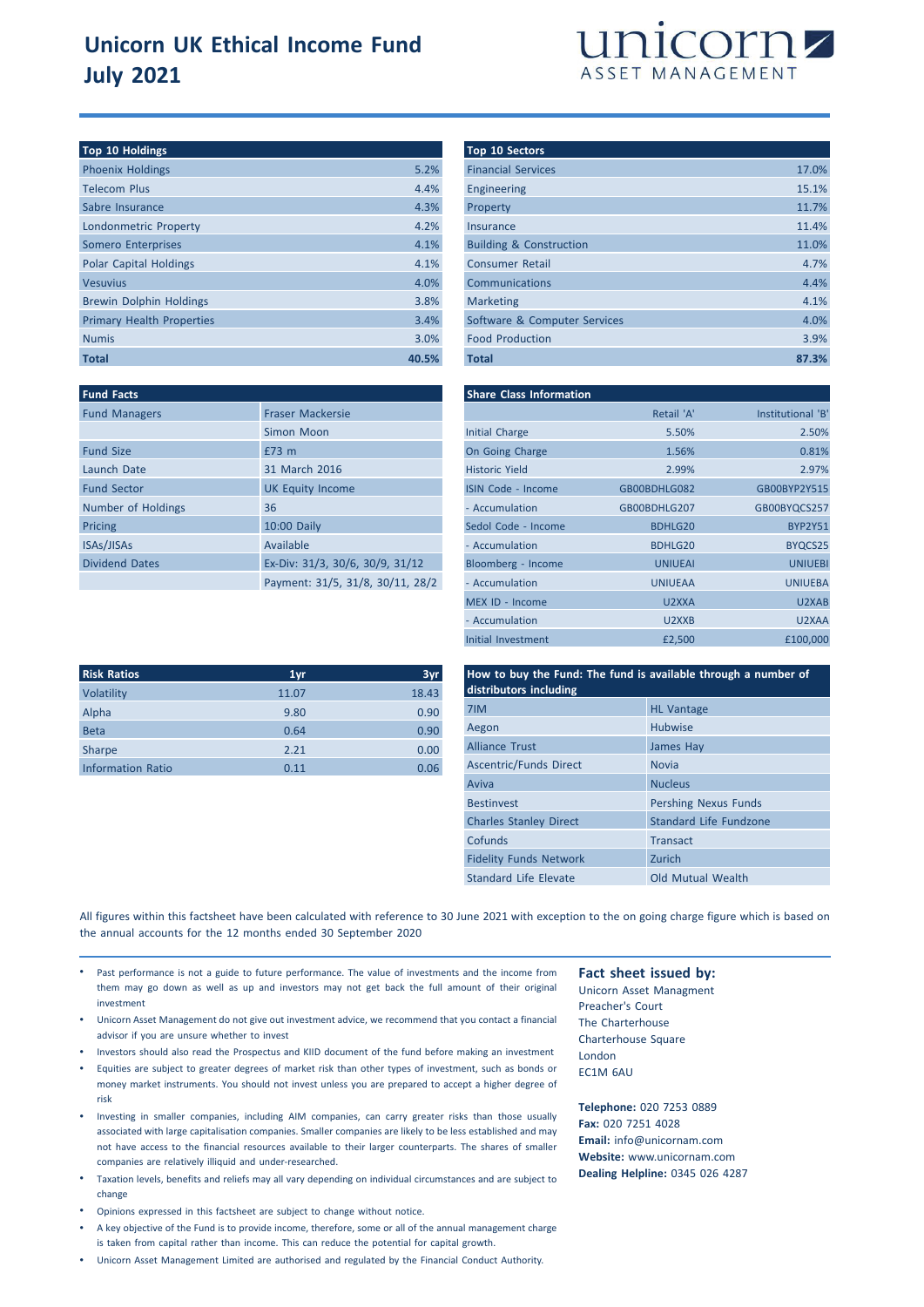# Unicorn UK Ethical Income Fund
# July 2021

unicorn ASSET MANAGEMENT

| Top 10 Holdings | |
|---|---|
| Phoenix Holdings | 5.2% |
| Telecom Plus | 4.4% |
| Sabre Insurance | 4.3% |
| Londonmetric Property | 4.2% |
| Somero Enterprises | 4.1% |
| Polar Capital Holdings | 4.1% |
| Vesuvius | 4.0% |
| Brewin Dolphin Holdings | 3.8% |
| Primary Health Properties | 3.4% |
| Numis | 3.0% |
| **Total** | **40.5%** |

| Top 10 Sectors | |
|---|---|
| Financial Services | 17.0% |
| Engineering | 15.1% |
| Property | 11.7% |
| Insurance | 11.4% |
| Building & Construction | 11.0% |
| Consumer Retail | 4.7% |
| Communications | 4.4% |
| Marketing | 4.1% |
| Software & Computer Services | 4.0% |
| Food Production | 3.9% |
| **Total** | **87.3%** |

| Fund Facts | |
|---|---|
| Fund Managers | Fraser Mackersie |
| | Simon Moon |
| Fund Size | £73 m |
| Launch Date | 31 March 2016 |
| Fund Sector | UK Equity Income |
| Number of Holdings | 36 |
| Pricing | 10:00 Daily |
| ISAs/JISAs | Available |
| Dividend Dates | Ex-Div: 31/3, 30/6, 30/9, 31/12 |
| | Payment: 31/5, 31/8, 30/11, 28/2 |

| Share Class Information | Retail 'A' | Institutional 'B' |
|---|---|---|
| Initial Charge | 5.50% | 2.50% |
| On Going Charge | 1.56% | 0.81% |
| Historic Yield | 2.99% | 2.97% |
| ISIN Code - Income | GB00BDHLG082 | GB00BYP2Y515 |
| - Accumulation | GB00BDHLG207 | GB00BYQCS257 |
| Sedol Code - Income | BDHLG20 | BYP2Y51 |
| - Accumulation | BDHLG20 | BYQCS25 |
| Bloomberg - Income | UNIUEAI | UNIUEBI |
| - Accumulation | UNIUEAA | UNIUEBA |
| MEX ID - Income | U2XXA | U2XAB |
| - Accumulation | U2XXB | U2XAA |
| Initial Investment | £2,500 | £100,000 |

| Risk Ratios | 1yr | 3yr |
|---|---|---|
| Volatility | 11.07 | 18.43 |
| Alpha | 9.80 | 0.90 |
| Beta | 0.64 | 0.90 |
| Sharpe | 2.21 | 0.00 |
| Information Ratio | 0.11 | 0.06 |

| How to buy the Fund: The fund is available through a number of distributors including | |
|---|---|
| 7IM | HL Vantage |
| Aegon | Hubwise |
| Alliance Trust | James Hay |
| Ascentric/Funds Direct | Novia |
| Aviva | Nucleus |
| Bestinvest | Pershing Nexus Funds |
| Charles Stanley Direct | Standard Life Fundzone |
| Cofunds | Transact |
| Fidelity Funds Network | Zurich |
| Standard Life Elevate | Old Mutual Wealth |

All figures within this factsheet have been calculated with reference to 30 June 2021 with exception to the on going charge figure which is based on the annual accounts for the 12 months ended 30 September 2020

- Past performance is not a guide to future performance. The value of investments and the income from them may go down as well as up and investors may not get back the full amount of their original investment
- Unicorn Asset Management do not give out investment advice, we recommend that you contact a financial advisor if you are unsure whether to invest
- Investors should also read the Prospectus and KIID document of the fund before making an investment
- Equities are subject to greater degrees of market risk than other types of investment, such as bonds or money market instruments. You should not invest unless you are prepared to accept a higher degree of risk
- Investing in smaller companies, including AIM companies, can carry greater risks than those usually associated with large capitalisation companies. Smaller companies are likely to be less established and may not have access to the financial resources available to their larger counterparts. The shares of smaller companies are relatively illiquid and under-researched.
- Taxation levels, benefits and reliefs may all vary depending on individual circumstances and are subject to change
- Opinions expressed in this factsheet are subject to change without notice.
- A key objective of the Fund is to provide income, therefore, some or all of the annual management charge is taken from capital rather than income. This can reduce the potential for capital growth.
- Unicorn Asset Management Limited are authorised and regulated by the Financial Conduct Authority.

**Fact sheet issued by:**
Unicorn Asset Managment
Preacher's Court
The Charterhouse
Charterhouse Square
London
EC1M 6AU

**Telephone:** 020 7253 0889
**Fax:** 020 7251 4028
**Email:** info@unicornam.com
**Website:** www.unicornam.com
**Dealing Helpline:** 0345 026 4287